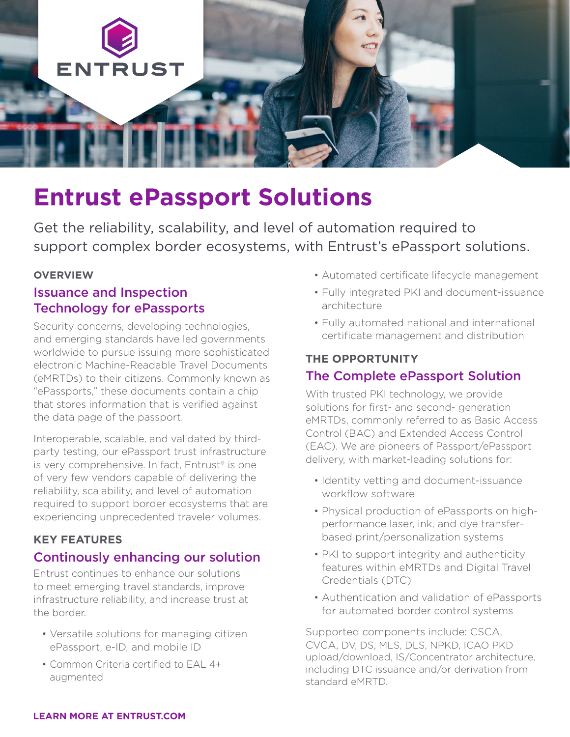ENTRUST

# Entrust ePassport Solutions

Get the reliability, scalability, and level of automation required to support complex border ecosystems, with Entrust's ePassport solutions.

**OVERVIEW**

## Issuance and Inspection Technology for ePassports

Security concerns, developing technologies, and emerging standards have led governments worldwide to pursue issuing more sophisticated electronic Machine-Readable Travel Documents (eMRTDs) to their citizens. Commonly known as "ePassports," these documents contain a chip that stores information that is verified against the data page of the passport.

Interoperable, scalable, and validated by third-party testing, our ePassport trust infrastructure is very comprehensive. In fact, Entrust® is one of very few vendors capable of delivering the reliability, scalability, and level of automation required to support border ecosystems that are experiencing unprecedented traveler volumes.

**KEY FEATURES**

## Continously enhancing our solution

Entrust continues to enhance our solutions to meet emerging travel standards, improve infrastructure reliability, and increase trust at the border.

- Versatile solutions for managing citizen ePassport, e-ID, and mobile ID
- Common Criteria certified to EAL 4+ augmented
- Automated certificate lifecycle management
- Fully integrated PKI and document-issuance architecture
- Fully automated national and international certificate management and distribution

**THE OPPORTUNITY**

## The Complete ePassport Solution

With trusted PKI technology, we provide solutions for first- and second- generation eMRTDs, commonly referred to as Basic Access Control (BAC) and Extended Access Control (EAC). We are pioneers of Passport/ePassport delivery, with market-leading solutions for:

- Identity vetting and document-issuance workflow software
- Physical production of ePassports on high-performance laser, ink, and dye transfer-based print/personalization systems
- PKI to support integrity and authenticity features within eMRTDs and Digital Travel Credentials (DTC)
- Authentication and validation of ePassports for automated border control systems

Supported components include: CSCA, CVCA, DV, DS, MLS, DLS, NPKD, ICAO PKD upload/download, IS/Concentrator architecture, including DTC issuance and/or derivation from standard eMRTD.

**LEARN MORE AT ENTRUST.COM**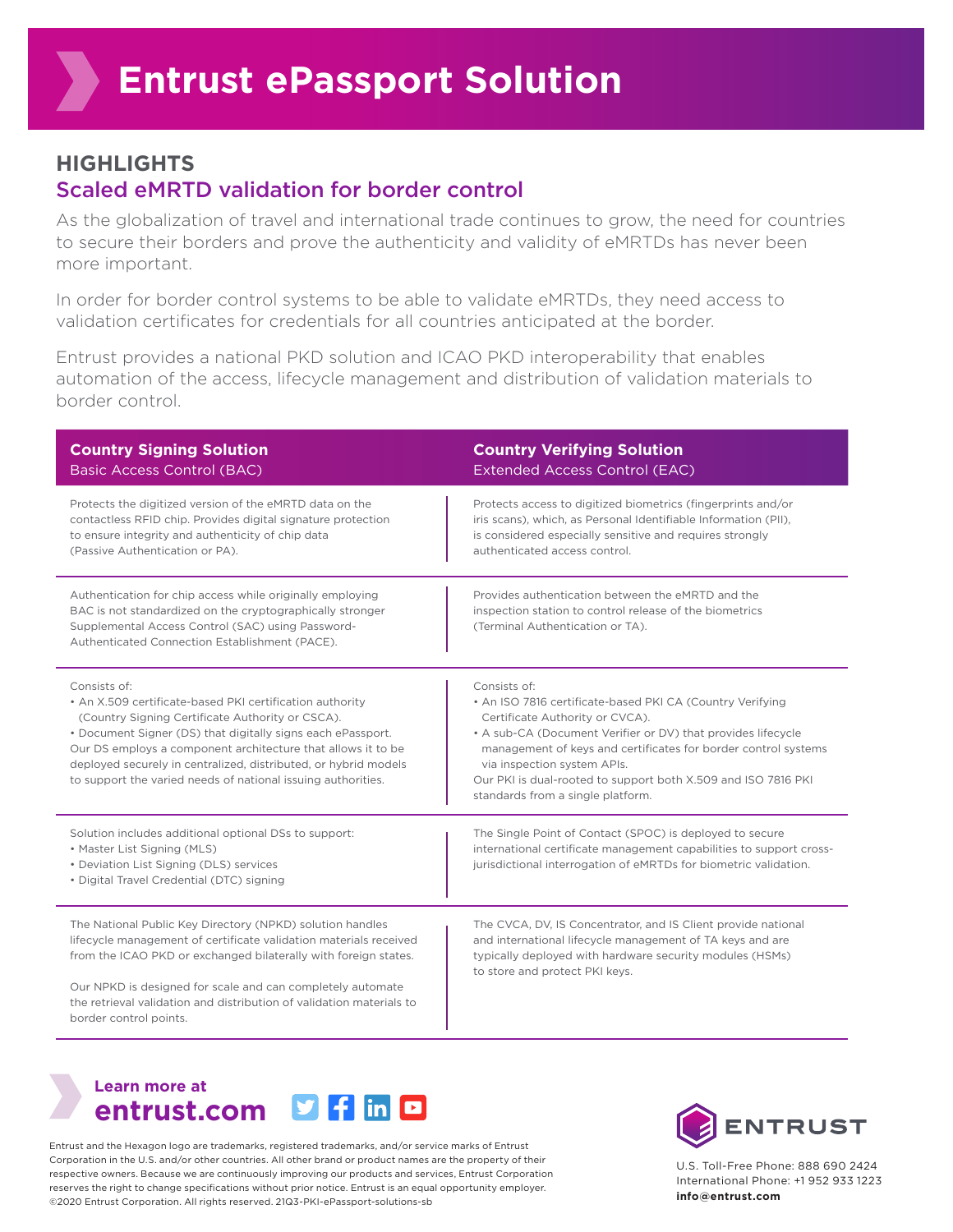# Entrust ePassport Solution

## HIGHLIGHTS

### Scaled eMRTD validation for border control

As the globalization of travel and international trade continues to grow, the need for countries to secure their borders and prove the authenticity and validity of eMRTDs has never been more important.

In order for border control systems to be able to validate eMRTDs, they need access to validation certificates for credentials for all countries anticipated at the border.

Entrust provides a national PKD solution and ICAO PKD interoperability that enables automation of the access, lifecycle management and distribution of validation materials to border control.

| **Country Signing Solution**<br>Basic Access Control (BAC) | **Country Verifying Solution**<br>Extended Access Control (EAC) |
|---|---|
| Protects the digitized version of the eMRTD data on the contactless RFID chip. Provides digital signature protection to ensure integrity and authenticity of chip data (Passive Authentication or PA). | Protects access to digitized biometrics (fingerprints and/or iris scans), which, as Personal Identifiable Information (PII), is considered especially sensitive and requires strongly authenticated access control. |
| Authentication for chip access while originally employing BAC is not standardized on the cryptographically stronger Supplemental Access Control (SAC) using Password-Authenticated Connection Establishment (PACE). | Provides authentication between the eMRTD and the inspection station to control release of the biometrics (Terminal Authentication or TA). |
| Consists of:<br>• An X.509 certificate-based PKI certification authority (Country Signing Certificate Authority or CSCA).<br>• Document Signer (DS) that digitally signs each ePassport.<br>Our DS employs a component architecture that allows it to be deployed securely in centralized, distributed, or hybrid models to support the varied needs of national issuing authorities. | Consists of:<br>• An ISO 7816 certificate-based PKI CA (Country Verifying Certificate Authority or CVCA).<br>• A sub-CA (Document Verifier or DV) that provides lifecycle management of keys and certificates for border control systems via inspection system APIs.<br>Our PKI is dual-rooted to support both X.509 and ISO 7816 PKI standards from a single platform. |
| Solution includes additional optional DSs to support:<br>• Master List Signing (MLS)<br>• Deviation List Signing (DLS) services<br>• Digital Travel Credential (DTC) signing | The Single Point of Contact (SPOC) is deployed to secure international certificate management capabilities to support cross-jurisdictional interrogation of eMRTDs for biometric validation. |
| The National Public Key Directory (NPKD) solution handles lifecycle management of certificate validation materials received from the ICAO PKD or exchanged bilaterally with foreign states.<br><br>Our NPKD is designed for scale and can completely automate the retrieval validation and distribution of validation materials to border control points. | The CVCA, DV, IS Concentrator, and IS Client provide national and international lifecycle management of TA keys and are typically deployed with hardware security modules (HSMs) to store and protect PKI keys. |

**Learn more at entrust.com**

Entrust and the Hexagon logo are trademarks, registered trademarks, and/or service marks of Entrust Corporation in the U.S. and/or other countries. All other brand or product names are the property of their respective owners. Because we are continuously improving our products and services, Entrust Corporation reserves the right to change specifications without prior notice. Entrust is an equal opportunity employer. ©2020 Entrust Corporation. All rights reserved. 21Q3-PKI-ePassport-solutions-sb

ENTRUST

U.S. Toll-Free Phone: 888 690 2424
International Phone: +1 952 933 1223
**info@entrust.com**